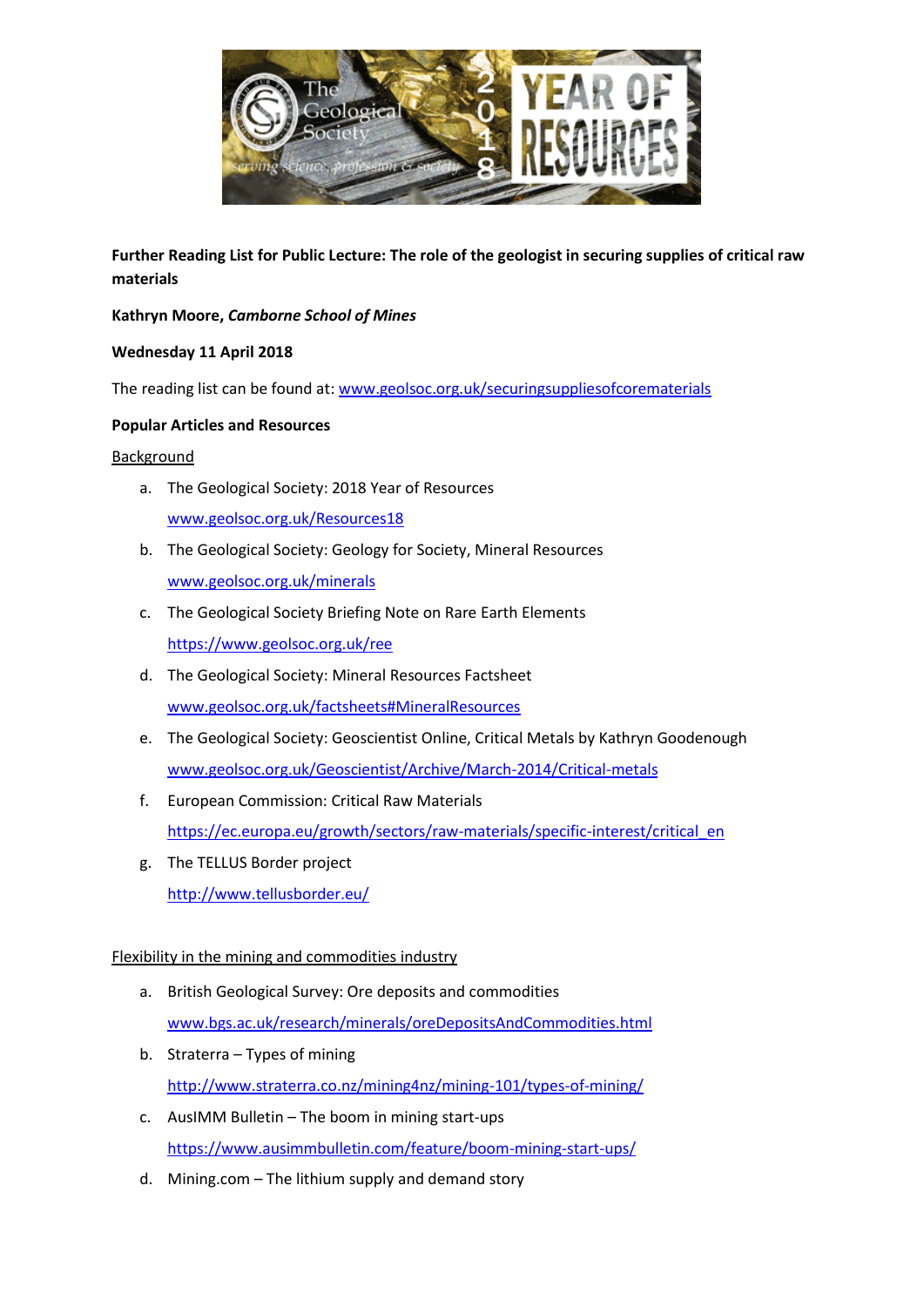**Further Reading List for Public Lecture: The role of the geologist in securing supplies of critical raw materials**

**Kathryn Moore, *Camborne School of Mines***

**Wednesday 11 April 2018**

The reading list can be found at: www.geolsoc.org.uk/securingsuppliesofcorematerials

**Popular Articles and Resources**

Background

a. The Geological Society: 2018 Year of Resources
   www.geolsoc.org.uk/Resources18
b. The Geological Society: Geology for Society, Mineral Resources
   www.geolsoc.org.uk/minerals
c. The Geological Society Briefing Note on Rare Earth Elements
   https://www.geolsoc.org.uk/ree
d. The Geological Society: Mineral Resources Factsheet
   www.geolsoc.org.uk/factsheets#MineralResources
e. The Geological Society: Geoscientist Online, Critical Metals by Kathryn Goodenough
   www.geolsoc.org.uk/Geoscientist/Archive/March-2014/Critical-metals
f. European Commission: Critical Raw Materials
   https://ec.europa.eu/growth/sectors/raw-materials/specific-interest/critical_en
g. The TELLUS Border project
   http://www.tellusborder.eu/

Flexibility in the mining and commodities industry

a. British Geological Survey: Ore deposits and commodities
   www.bgs.ac.uk/research/minerals/oreDepositsAndCommodities.html
b. Straterra – Types of mining
   http://www.straterra.co.nz/mining4nz/mining-101/types-of-mining/
c. AusIMM Bulletin – The boom in mining start-ups
   https://www.ausimmbulletin.com/feature/boom-mining-start-ups/
d. Mining.com – The lithium supply and demand story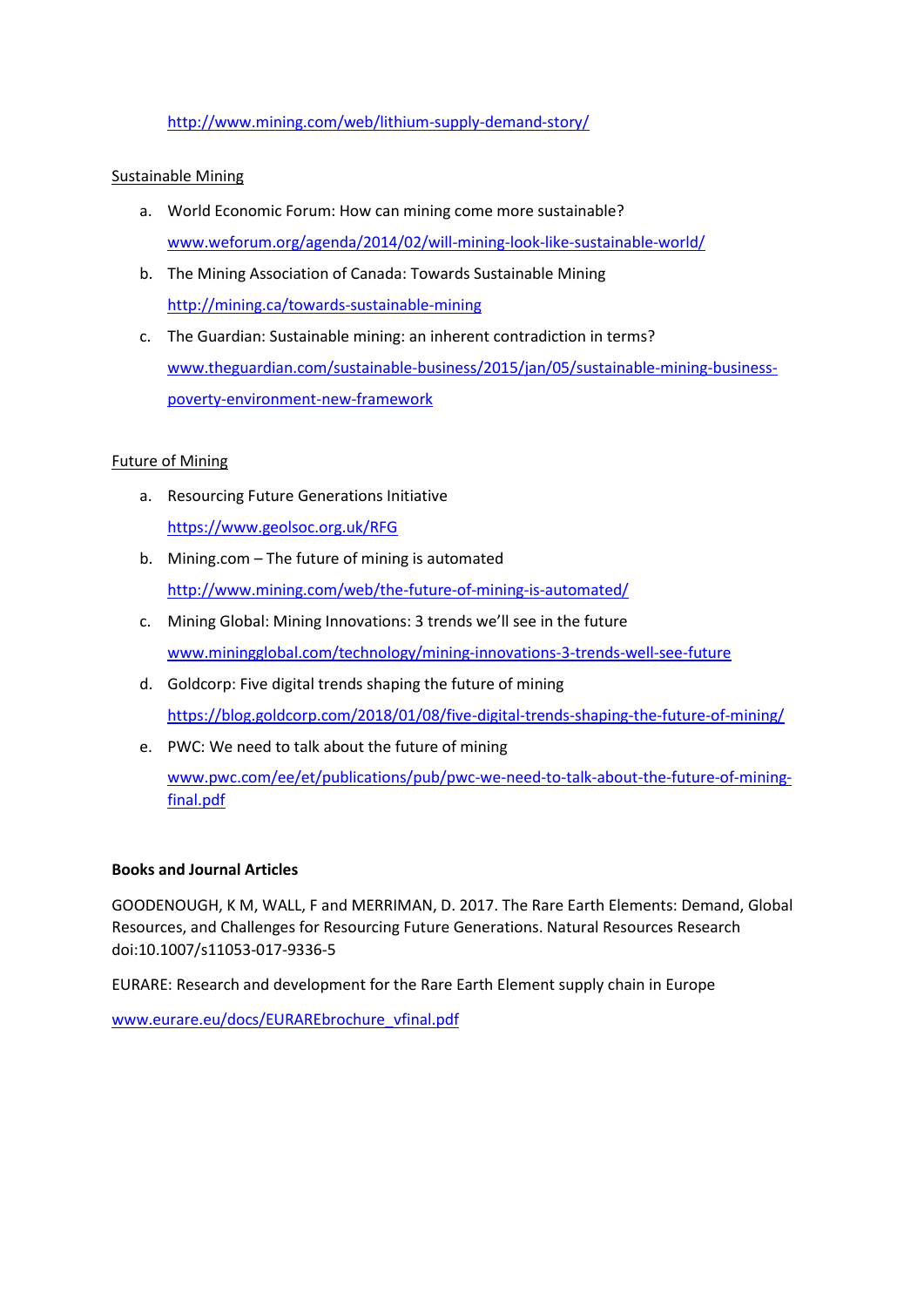http://www.mining.com/web/lithium-supply-demand-story/

Sustainable Mining

a. World Economic Forum: How can mining come more sustainable?
   www.weforum.org/agenda/2014/02/will-mining-look-like-sustainable-world/
b. The Mining Association of Canada: Towards Sustainable Mining
   http://mining.ca/towards-sustainable-mining
c. The Guardian: Sustainable mining: an inherent contradiction in terms?
   www.theguardian.com/sustainable-business/2015/jan/05/sustainable-mining-business-poverty-environment-new-framework

Future of Mining

a. Resourcing Future Generations Initiative
   https://www.geolsoc.org.uk/RFG
b. Mining.com – The future of mining is automated
   http://www.mining.com/web/the-future-of-mining-is-automated/
c. Mining Global: Mining Innovations: 3 trends we'll see in the future
   www.miningglobal.com/technology/mining-innovations-3-trends-well-see-future
d. Goldcorp: Five digital trends shaping the future of mining
   https://blog.goldcorp.com/2018/01/08/five-digital-trends-shaping-the-future-of-mining/
e. PWC: We need to talk about the future of mining
   www.pwc.com/ee/et/publications/pub/pwc-we-need-to-talk-about-the-future-of-mining-final.pdf

**Books and Journal Articles**

GOODENOUGH, K M, WALL, F and MERRIMAN, D. 2017. The Rare Earth Elements: Demand, Global Resources, and Challenges for Resourcing Future Generations. Natural Resources Research doi:10.1007/s11053-017-9336-5

EURARE: Research and development for the Rare Earth Element supply chain in Europe

www.eurare.eu/docs/EURAREbrochure_vfinal.pdf